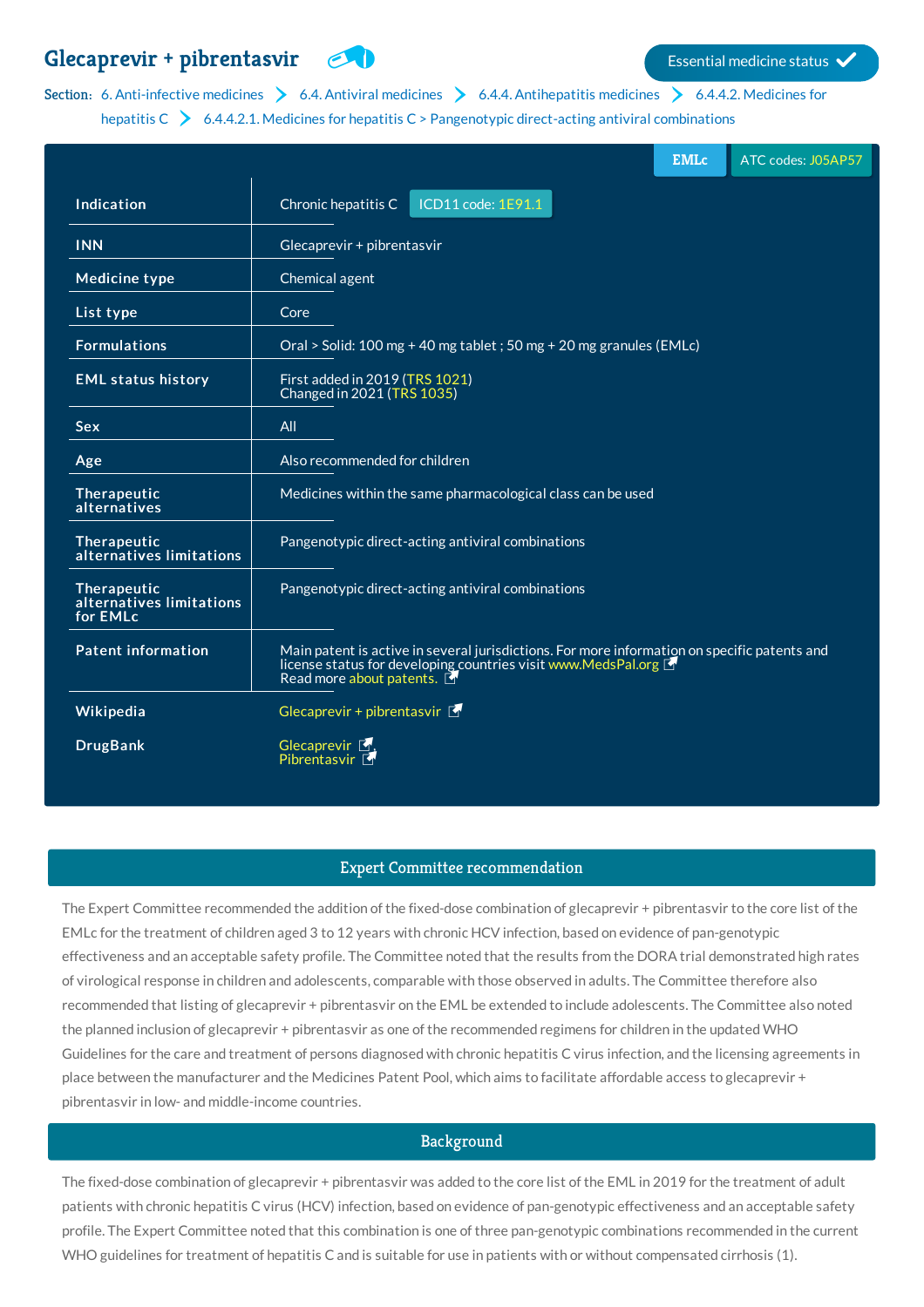# Glecaprevir + pibrentasvir

Essential medicine status ✓

Section: 6. Anti-infective medicines > 6.4. Antiviral medicines > 6.4.4. Antihepatitis medicines > 6.4.4.2. Medicines for hepatitis C > 6.4.4.2.1. Medicines for hepatitis C > Pangenotypic direct-acting antiviral combinations

EMLc | ATC codes: J05AP57

| | |
|---|---|
| **Indication** | Chronic hepatitis C — ICD11 code: 1E91.1 |
| **INN** | Glecaprevir + pibrentasvir |
| **Medicine type** | Chemical agent |
| **List type** | Core |
| **Formulations** | Oral > Solid: 100 mg + 40 mg tablet ; 50 mg + 20 mg granules (EMLc) |
| **EML status history** | First added in 2019 (TRS 1021)<br>Changed in 2021 (TRS 1035) |
| **Sex** | All |
| **Age** | Also recommended for children |
| **Therapeutic alternatives** | Medicines within the same pharmacological class can be used |
| **Therapeutic alternatives limitations** | Pangenotypic direct-acting antiviral combinations |
| **Therapeutic alternatives limitations for EMLc** | Pangenotypic direct-acting antiviral combinations |
| **Patent information** | Main patent is active in several jurisdictions. For more information on specific patents and license status for developing coutries visit www.MedsPal.org<br>Read more about patents. |
| **Wikipedia** | Glecaprevir + pibrentasvir |
| **DrugBank** | Glecaprevir<br>Pibrentasvir |

## Expert Committee recommendation

The Expert Committee recommended the addition of the fixed-dose combination of glecaprevir + pibrentasvir to the core list of the EMLc for the treatment of children aged 3 to 12 years with chronic HCV infection, based on evidence of pan-genotypic effectiveness and an acceptable safety profile. The Committee noted that the results from the DORA trial demonstrated high rates of virological response in children and adolescents, comparable with those observed in adults. The Committee therefore also recommended that listing of glecaprevir + pibrentasvir on the EML be extended to include adolescents. The Committee also noted the planned inclusion of glecaprevir + pibrentasvir as one of the recommended regimens for children in the updated WHO Guidelines for the care and treatment of persons diagnosed with chronic hepatitis C virus infection, and the licensing agreements in place between the manufacturer and the Medicines Patent Pool, which aims to facilitate affordable access to glecaprevir + pibrentasvir in low- and middle-income countries.

## Background

The fixed-dose combination of glecaprevir + pibrentasvir was added to the core list of the EML in 2019 for the treatment of adult patients with chronic hepatitis C virus (HCV) infection, based on evidence of pan-genotypic effectiveness and an acceptable safety profile. The Expert Committee noted that this combination is one of three pan-genotypic combinations recommended in the current WHO guidelines for treatment of hepatitis C and is suitable for use in patients with or without compensated cirrhosis (1).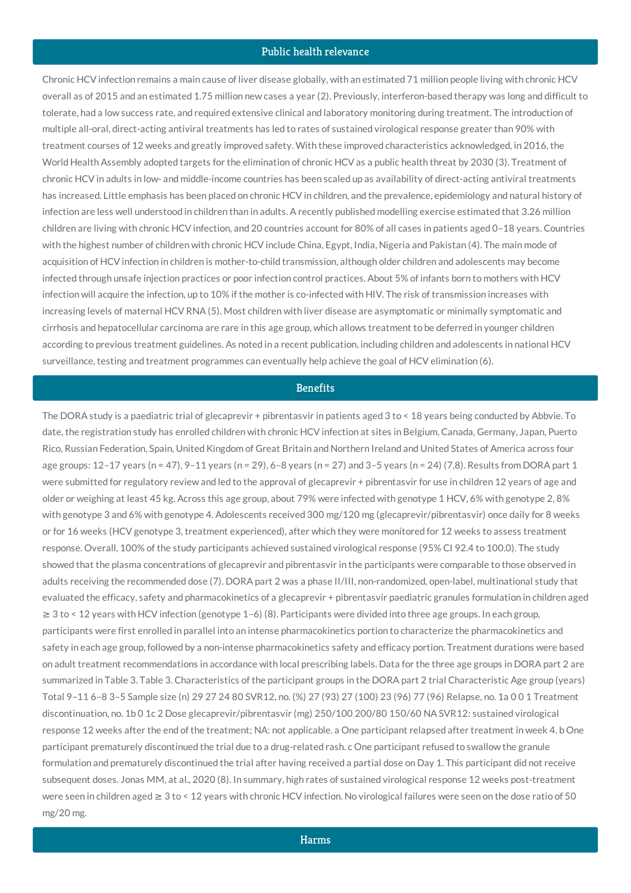## Public health relevance

Chronic HCV infection remains a main cause of liver disease globally, with an estimated 71 million people living with chronic HCV overall as of 2015 and an estimated 1.75 million new cases a year (2). Previously, interferon-based therapy was long and difficult to tolerate, had a low success rate, and required extensive clinical and laboratory monitoring during treatment. The introduction of multiple all-oral, direct-acting antiviral treatments has led to rates of sustained virological response greater than 90% with treatment courses of 12 weeks and greatly improved safety. With these improved characteristics acknowledged, in 2016, the World Health Assembly adopted targets for the elimination of chronic HCV as a public health threat by 2030 (3). Treatment of chronic HCV in adults in low- and middle-income countries has been scaled up as availability of direct-acting antiviral treatments has increased. Little emphasis has been placed on chronic HCV in children, and the prevalence, epidemiology and natural history of infection are less well understood in children than in adults. A recently published modelling exercise estimated that 3.26 million children are living with chronic HCV infection, and 20 countries account for 80% of all cases in patients aged 0–18 years. Countries with the highest number of children with chronic HCV include China, Egypt, India, Nigeria and Pakistan (4). The main mode of acquisition of HCV infection in children is mother-to-child transmission, although older children and adolescents may become infected through unsafe injection practices or poor infection control practices. About 5% of infants born to mothers with HCV infection will acquire the infection, up to 10% if the mother is co-infected with HIV. The risk of transmission increases with increasing levels of maternal HCV RNA (5). Most children with liver disease are asymptomatic or minimally symptomatic and cirrhosis and hepatocellular carcinoma are rare in this age group, which allows treatment to be deferred in younger children according to previous treatment guidelines. As noted in a recent publication, including children and adolescents in national HCV surveillance, testing and treatment programmes can eventually help achieve the goal of HCV elimination (6).

## Benefits

The DORA study is a paediatric trial of glecaprevir + pibrentasvir in patients aged 3 to < 18 years being conducted by Abbvie. To date, the registration study has enrolled children with chronic HCV infection at sites in Belgium, Canada, Germany, Japan, Puerto Rico, Russian Federation, Spain, United Kingdom of Great Britain and Northern Ireland and United States of America across four age groups: 12–17 years (n = 47), 9–11 years (n = 29), 6–8 years (n = 27) and 3–5 years (n = 24) (7,8). Results from DORA part 1 were submitted for regulatory review and led to the approval of glecaprevir + pibrentasvir for use in children 12 years of age and older or weighing at least 45 kg. Across this age group, about 79% were infected with genotype 1 HCV, 6% with genotype 2, 8% with genotype 3 and 6% with genotype 4. Adolescents received 300 mg/120 mg (glecaprevir/pibrentasvir) once daily for 8 weeks or for 16 weeks (HCV genotype 3, treatment experienced), after which they were monitored for 12 weeks to assess treatment response. Overall, 100% of the study participants achieved sustained virological response (95% CI 92.4 to 100.0). The study showed that the plasma concentrations of glecaprevir and pibrentasvir in the participants were comparable to those observed in adults receiving the recommended dose (7). DORA part 2 was a phase II/III, non-randomized, open-label, multinational study that evaluated the efficacy, safety and pharmacokinetics of a glecaprevir + pibrentasvir paediatric granules formulation in children aged ≥ 3 to < 12 years with HCV infection (genotype 1–6) (8). Participants were divided into three age groups. In each group, participants were first enrolled in parallel into an intense pharmacokinetics portion to characterize the pharmacokinetics and safety in each age group, followed by a non-intense pharmacokinetics safety and efficacy portion. Treatment durations were based on adult treatment recommendations in accordance with local prescribing labels. Data for the three age groups in DORA part 2 are summarized in Table 3. Table 3. Characteristics of the participant groups in the DORA part 2 trial Characteristic Age group (years) Total 9–11 6–8 3–5 Sample size (n) 29 27 24 80 SVR12, no. (%) 27 (93) 27 (100) 23 (96) 77 (96) Relapse, no. 1a 0 0 1 Treatment discontinuation, no. 1b 0 1c 2 Dose glecaprevir/pibrentasvir (mg) 250/100 200/80 150/60 NA SVR12: sustained virological response 12 weeks after the end of the treatment; NA: not applicable. a One participant relapsed after treatment in week 4. b One participant prematurely discontinued the trial due to a drug-related rash. c One participant refused to swallow the granule formulation and prematurely discontinued the trial after having received a partial dose on Day 1. This participant did not receive subsequent doses. Jonas MM, at al., 2020 (8). In summary, high rates of sustained virological response 12 weeks post-treatment were seen in children aged ≥ 3 to < 12 years with chronic HCV infection. No virological failures were seen on the dose ratio of 50 mg/20 mg.

## Harms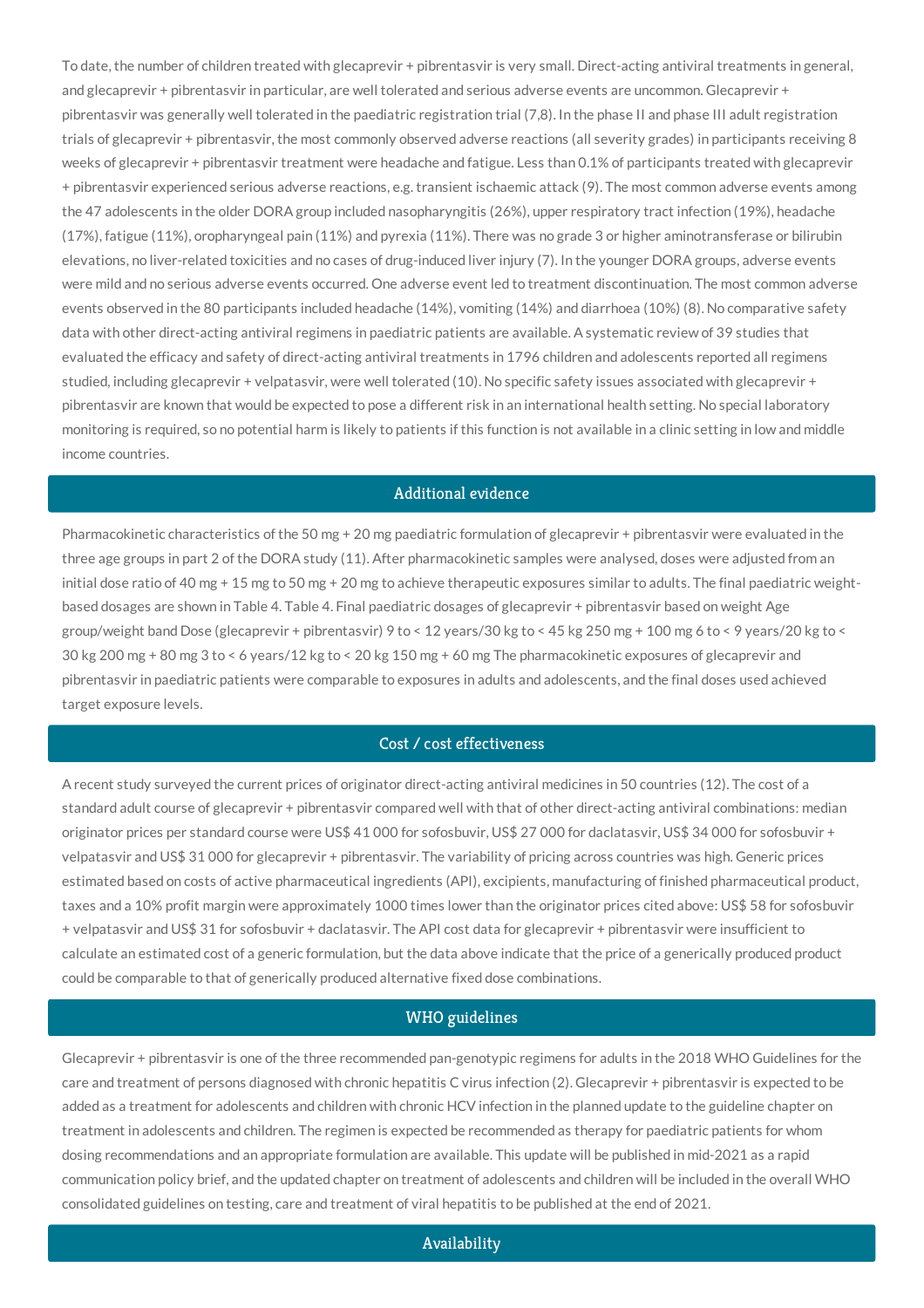To date, the number of children treated with glecaprevir + pibrentasvir is very small. Direct-acting antiviral treatments in general, and glecaprevir + pibrentasvir in particular, are well tolerated and serious adverse events are uncommon. Glecaprevir + pibrentasvir was generally well tolerated in the paediatric registration trial (7,8). In the phase II and phase III adult registration trials of glecaprevir + pibrentasvir, the most commonly observed adverse reactions (all severity grades) in participants receiving 8 weeks of glecaprevir + pibrentasvir treatment were headache and fatigue. Less than 0.1% of participants treated with glecaprevir + pibrentasvir experienced serious adverse reactions, e.g. transient ischaemic attack (9). The most common adverse events among the 47 adolescents in the older DORA group included nasopharyngitis (26%), upper respiratory tract infection (19%), headache (17%), fatigue (11%), oropharyngeal pain (11%) and pyrexia (11%). There was no grade 3 or higher aminotransferase or bilirubin elevations, no liver-related toxicities and no cases of drug-induced liver injury (7). In the younger DORA groups, adverse events were mild and no serious adverse events occurred. One adverse event led to treatment discontinuation. The most common adverse events observed in the 80 participants included headache (14%), vomiting (14%) and diarrhoea (10%) (8). No comparative safety data with other direct-acting antiviral regimens in paediatric patients are available. A systematic review of 39 studies that evaluated the efficacy and safety of direct-acting antiviral treatments in 1796 children and adolescents reported all regimens studied, including glecaprevir + velpatasvir, were well tolerated (10). No specific safety issues associated with glecaprevir + pibrentasvir are known that would be expected to pose a different risk in an international health setting. No special laboratory monitoring is required, so no potential harm is likely to patients if this function is not available in a clinic setting in low and middle income countries.

## Additional evidence

Pharmacokinetic characteristics of the 50 mg + 20 mg paediatric formulation of glecaprevir + pibrentasvir were evaluated in the three age groups in part 2 of the DORA study (11). After pharmacokinetic samples were analysed, doses were adjusted from an initial dose ratio of 40 mg + 15 mg to 50 mg + 20 mg to achieve therapeutic exposures similar to adults. The final paediatric weight-based dosages are shown in Table 4.

Table 4. Final paediatric dosages of glecaprevir + pibrentasvir based on weight

| Age group/weight band | Dose (glecaprevir + pibrentasvir) |
|---|---|
| 9 to < 12 years/30 kg to < 45 kg | 250 mg + 100 mg |
| 6 to < 9 years/20 kg to < 30 kg | 200 mg + 80 mg |
| 3 to < 6 years/12 kg to < 20 kg | 150 mg + 60 mg |

The pharmacokinetic exposures of glecaprevir and pibrentasvir in paediatric patients were comparable to exposures in adults and adolescents, and the final doses used achieved target exposure levels.

## Cost / cost effectiveness

A recent study surveyed the current prices of originator direct-acting antiviral medicines in 50 countries (12). The cost of a standard adult course of glecaprevir + pibrentasvir compared well with that of other direct-acting antiviral combinations: median originator prices per standard course were US$ 41 000 for sofosbuvir, US$ 27 000 for daclatasvir, US$ 34 000 for sofosbuvir + velpatasvir and US$ 31 000 for glecaprevir + pibrentasvir. The variability of pricing across countries was high. Generic prices estimated based on costs of active pharmaceutical ingredients (API), excipients, manufacturing of finished pharmaceutical product, taxes and a 10% profit margin were approximately 1000 times lower than the originator prices cited above: US$ 58 for sofosbuvir + velpatasvir and US$ 31 for sofosbuvir + daclatasvir. The API cost data for glecaprevir + pibrentasvir were insufficient to calculate an estimated cost of a generic formulation, but the data above indicate that the price of a generically produced product could be comparable to that of generically produced alternative fixed dose combinations.

## WHO guidelines

Glecaprevir + pibrentasvir is one of the three recommended pan-genotypic regimens for adults in the 2018 WHO Guidelines for the care and treatment of persons diagnosed with chronic hepatitis C virus infection (2). Glecaprevir + pibrentasvir is expected to be added as a treatment for adolescents and children with chronic HCV infection in the planned update to the guideline chapter on treatment in adolescents and children. The regimen is expected be recommended as therapy for paediatric patients for whom dosing recommendations and an appropriate formulation are available. This update will be published in mid-2021 as a rapid communication policy brief, and the updated chapter on treatment of adolescents and children will be included in the overall WHO consolidated guidelines on testing, care and treatment of viral hepatitis to be published at the end of 2021.

## Availability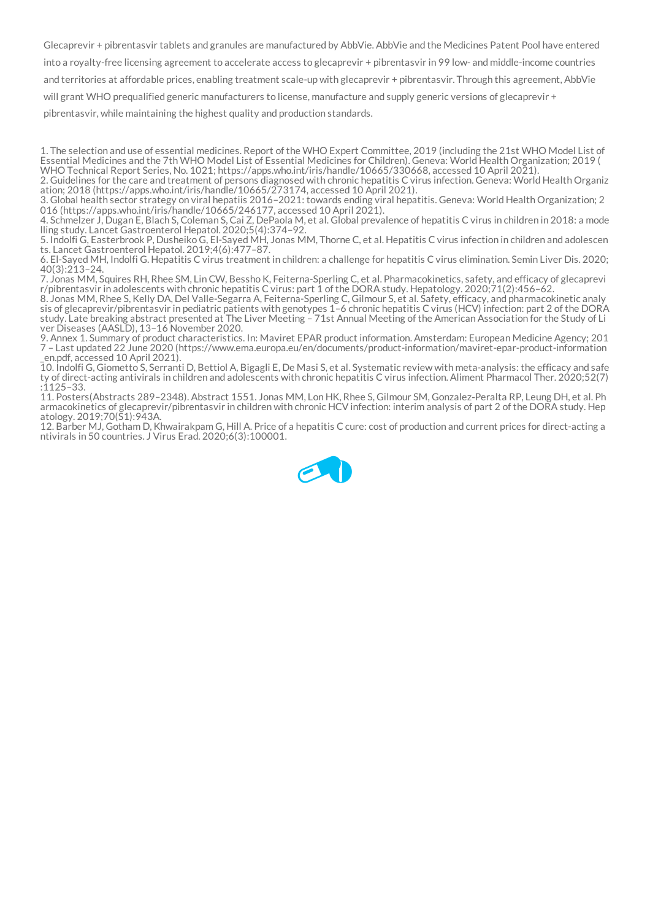Glecaprevir + pibrentasvir tablets and granules are manufactured by AbbVie. AbbVie and the Medicines Patent Pool have entered into a royalty-free licensing agreement to accelerate access to glecaprevir + pibrentasvir in 99 low- and middle-income countries and territories at affordable prices, enabling treatment scale-up with glecaprevir + pibrentasvir. Through this agreement, AbbVie will grant WHO prequalified generic manufacturers to license, manufacture and supply generic versions of glecaprevir + pibrentasvir, while maintaining the highest quality and production standards.

1. The selection and use of essential medicines. Report of the WHO Expert Committee, 2019 (including the 21st WHO Model List of Essential Medicines and the 7th WHO Model List of Essential Medicines for Children). Geneva: World Health Organization; 2019 (WHO Technical Report Series, No. 1021; https://apps.who.int/iris/handle/10665/330668, accessed 10 April 2021).
2. Guidelines for the care and treatment of persons diagnosed with chronic hepatitis C virus infection. Geneva: World Health Organization; 2018 (https://apps.who.int/iris/handle/10665/273174, accessed 10 April 2021).
3. Global health sector strategy on viral hepatiis 2016–2021: towards ending viral hepatitis. Geneva: World Health Organization; 2016 (https://apps.who.int/iris/handle/10665/246177, accessed 10 April 2021).
4. Schmelzer J, Dugan E, Blach S, Coleman S, Cai Z, DePaola M, et al. Global prevalence of hepatitis C virus in children in 2018: a modelling study. Lancet Gastroenterol Hepatol. 2020;5(4):374–92.
5. Indolfi G, Easterbrook P, Dusheiko G, El-Sayed MH, Jonas MM, Thorne C, et al. Hepatitis C virus infection in children and adolescents. Lancet Gastroenterol Hepatol. 2019;4(6):477–87.
6. El-Sayed MH, Indolfi G. Hepatitis C virus treatment in children: a challenge for hepatitis C virus elimination. Semin Liver Dis. 2020;40(3):213–24.
7. Jonas MM, Squires RH, Rhee SM, Lin CW, Bessho K, Feiterna-Sperling C, et al. Pharmacokinetics, safety, and efficacy of glecaprevir/pibrentasvir in adolescents with chronic hepatitis C virus: part 1 of the DORA study. Hepatology. 2020;71(2):456–62.
8. Jonas MM, Rhee S, Kelly DA, Del Valle-Segarra A, Feiterna-Sperling C, Gilmour S, et al. Safety, efficacy, and pharmacokinetic analysis of glecaprevir/pibrentasvir in pediatric patients with genotypes 1–6 chronic hepatitis C virus (HCV) infection: part 2 of the DORA study. Late breaking abstract presented at The Liver Meeting – 71st Annual Meeting of the American Association for the Study of Liver Diseases (AASLD), 13–16 November 2020.
9. Annex 1. Summary of product characteristics. In: Maviret EPAR product information. Amsterdam: European Medicine Agency; 2017 – Last updated 22 June 2020 (https://www.ema.europa.eu/en/documents/product-information/maviret-epar-product-information_en.pdf, accessed 10 April 2021).
10. Indolfi G, Giometto S, Serranti D, Bettiol A, Bigagli E, De Masi S, et al. Systematic review with meta-analysis: the efficacy and safety of direct-acting antivirals in children and adolescents with chronic hepatitis C virus infection. Aliment Pharmacol Ther. 2020;52(7):1125–33.
11. Posters(Abstracts 289–2348). Abstract 1551. Jonas MM, Lon HK, Rhee S, Gilmour SM, Gonzalez-Peralta RP, Leung DH, et al. Pharmacokinetics of glecaprevir/pibrentasvir in children with chronic HCV infection: interim analysis of part 2 of the DORA study. Hepatology. 2019;70(S1):943A.
12. Barber MJ, Gotham D, Khwairakpam G, Hill A. Price of a hepatitis C cure: cost of production and current prices for direct-acting antivirals in 50 countries. J Virus Erad. 2020;6(3):100001.